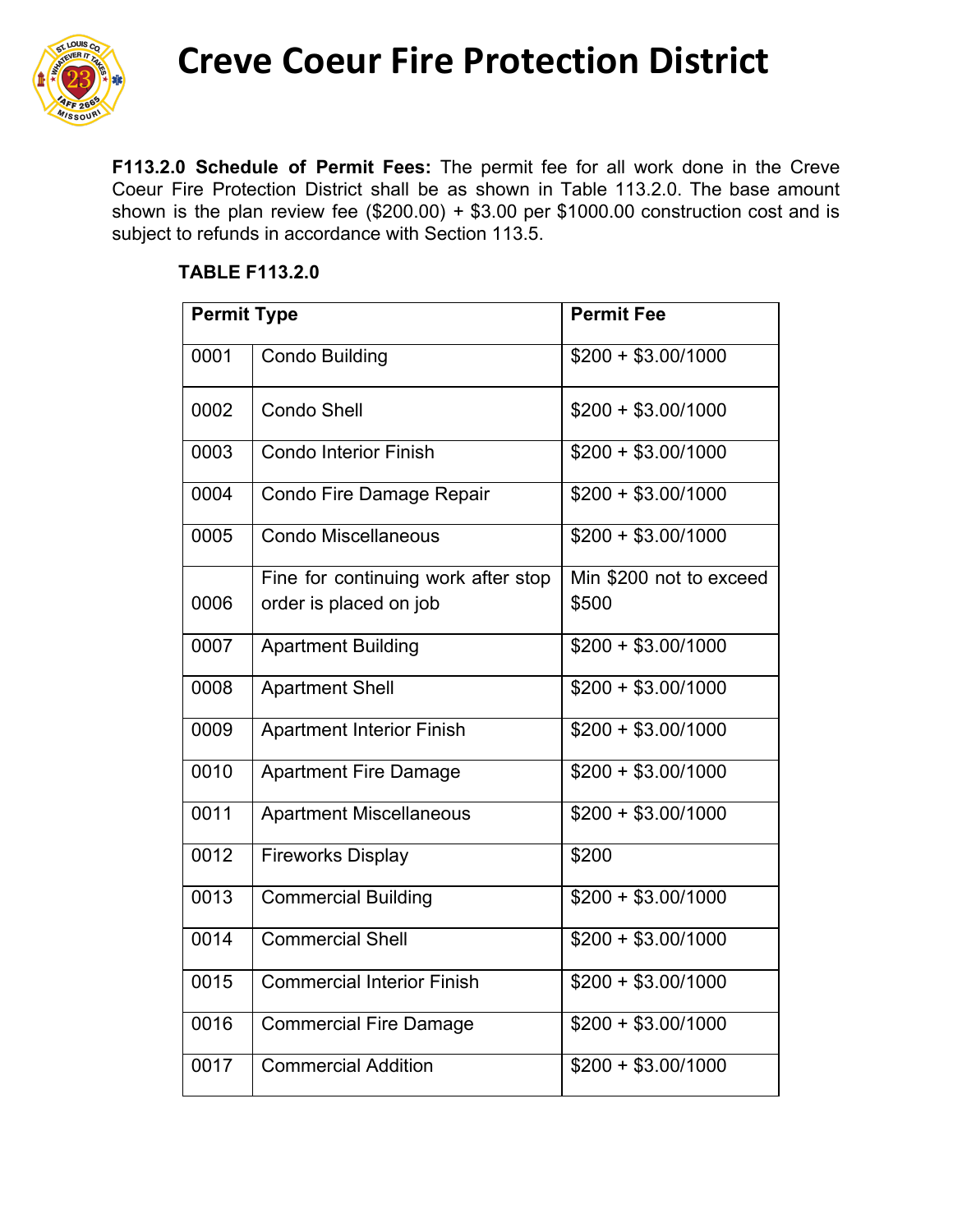# Creve Coeur Fire Protection District

**F113.2.0 Schedule of Permit Fees:** The permit fee for all work done in the Creve Coeur Fire Protection District shall be as shown in Table 113.2.0. The base amount shown is the plan review fee ($200.00) + $3.00 per $1000.00 construction cost and is subject to refunds in accordance with Section 113.5.

**TABLE F113.2.0**

| Permit Type | | Permit Fee |
|---|---|---|
| 0001 | Condo Building | $200 + $3.00/1000 |
| 0002 | Condo Shell | $200 + $3.00/1000 |
| 0003 | Condo Interior Finish | $200 + $3.00/1000 |
| 0004 | Condo Fire Damage Repair | $200 + $3.00/1000 |
| 0005 | Condo Miscellaneous | $200 + $3.00/1000 |
| 0006 | Fine for continuing work after stop order is placed on job | Min $200 not to exceed $500 |
| 0007 | Apartment Building | $200 + $3.00/1000 |
| 0008 | Apartment Shell | $200 + $3.00/1000 |
| 0009 | Apartment Interior Finish | $200 + $3.00/1000 |
| 0010 | Apartment Fire Damage | $200 + $3.00/1000 |
| 0011 | Apartment Miscellaneous | $200 + $3.00/1000 |
| 0012 | Fireworks Display | $200 |
| 0013 | Commercial Building | $200 + $3.00/1000 |
| 0014 | Commercial Shell | $200 + $3.00/1000 |
| 0015 | Commercial Interior Finish | $200 + $3.00/1000 |
| 0016 | Commercial Fire Damage | $200 + $3.00/1000 |
| 0017 | Commercial Addition | $200 + $3.00/1000 |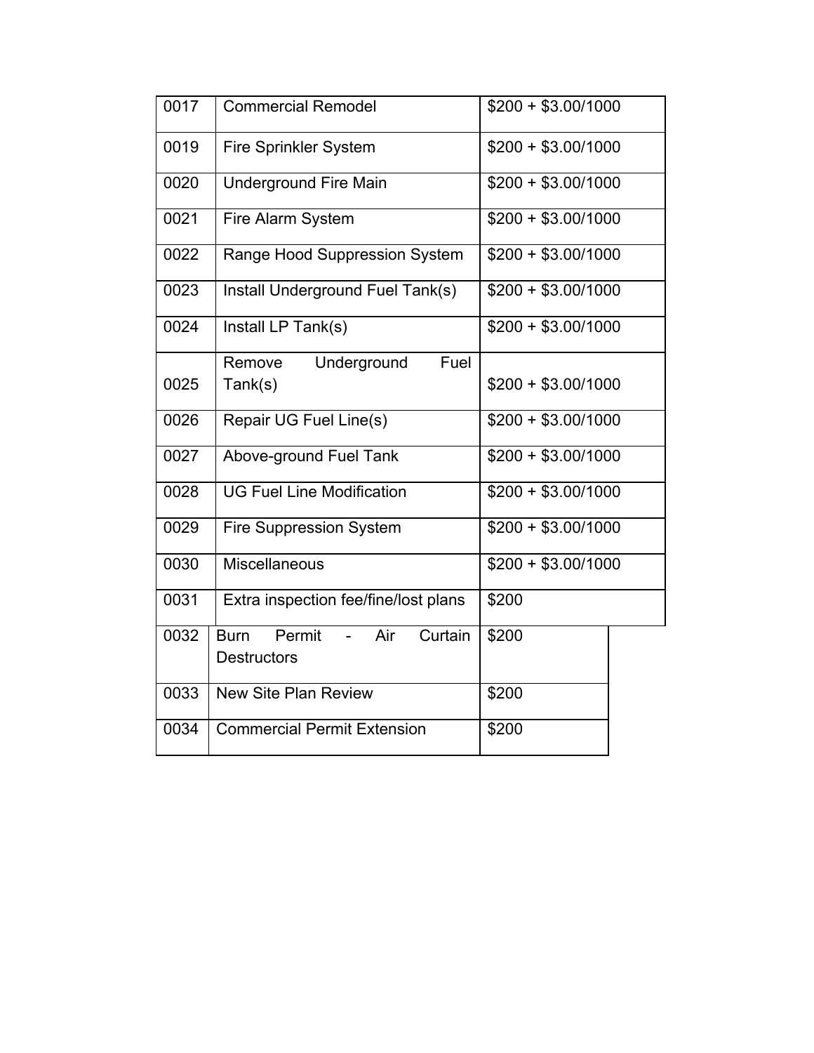| | | |
|---|---|---|
| 0017 | Commercial Remodel | $200 + $3.00/1000 |
| 0019 | Fire Sprinkler System | $200 + $3.00/1000 |
| 0020 | Underground Fire Main | $200 + $3.00/1000 |
| 0021 | Fire Alarm System | $200 + $3.00/1000 |
| 0022 | Range Hood Suppression System | $200 + $3.00/1000 |
| 0023 | Install Underground Fuel Tank(s) | $200 + $3.00/1000 |
| 0024 | Install LP Tank(s) | $200 + $3.00/1000 |
| 0025 | Remove Underground Fuel Tank(s) | $200 + $3.00/1000 |
| 0026 | Repair UG Fuel Line(s) | $200 + $3.00/1000 |
| 0027 | Above-ground Fuel Tank | $200 + $3.00/1000 |
| 0028 | UG Fuel Line Modification | $200 + $3.00/1000 |
| 0029 | Fire Suppression System | $200 + $3.00/1000 |
| 0030 | Miscellaneous | $200 + $3.00/1000 |
| 0031 | Extra inspection fee/fine/lost plans | $200 |
| 0032 | Burn Permit - Air Curtain Destructors | $200 |
| 0033 | New Site Plan Review | $200 |
| 0034 | Commercial Permit Extension | $200 |